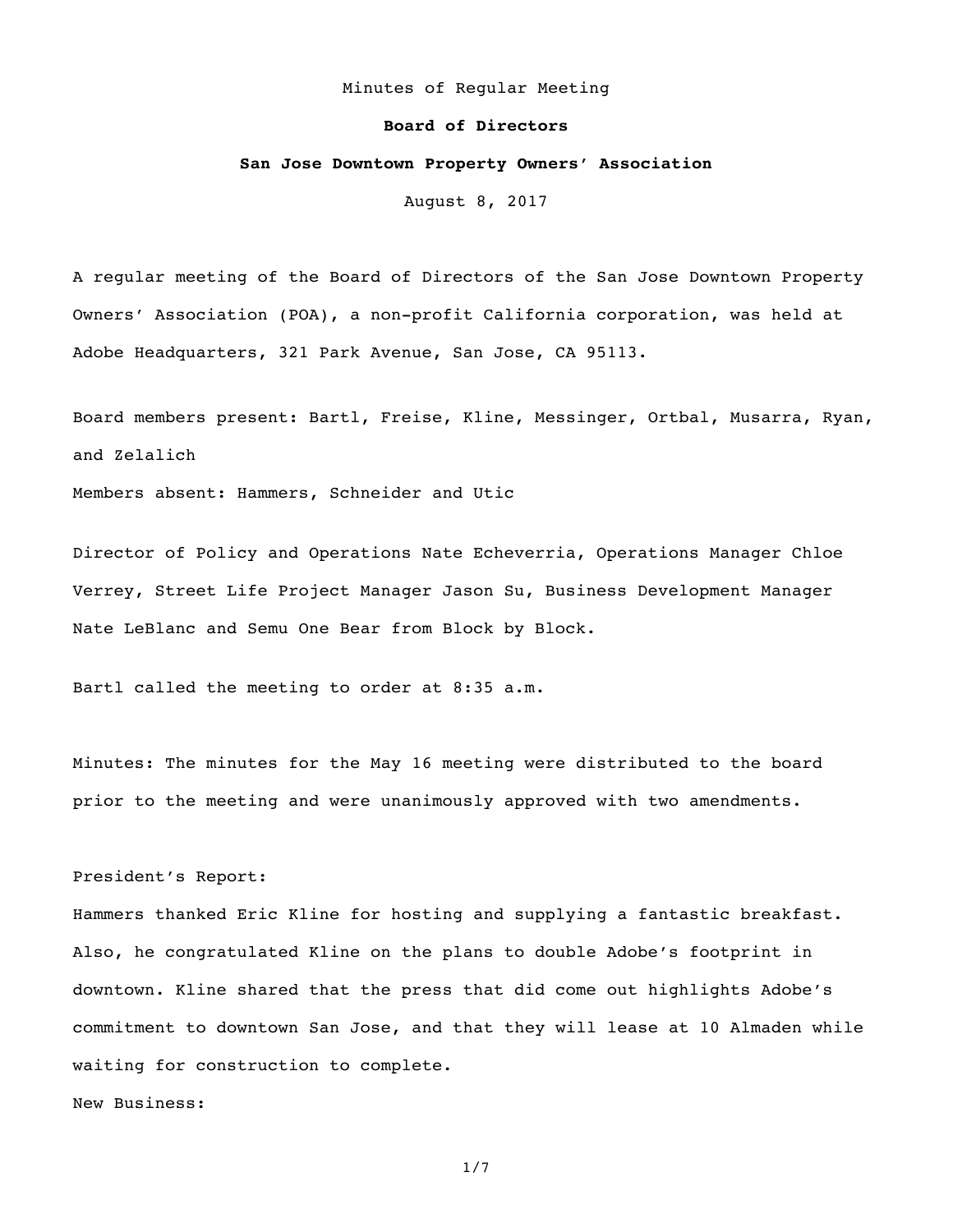Minutes of Regular Meeting

**Board of Directors**

**San Jose Downtown Property Owners' Association**

August 8, 2017

A regular meeting of the Board of Directors of the San Jose Downtown Property Owners' Association (POA), a non-profit California corporation, was held at Adobe Headquarters, 321 Park Avenue, San Jose, CA 95113.

Board members present: Bartl, Freise, Kline, Messinger, Ortbal, Musarra, Ryan, and Zelalich

Members absent: Hammers, Schneider and Utic

Director of Policy and Operations Nate Echeverria, Operations Manager Chloe Verrey, Street Life Project Manager Jason Su, Business Development Manager Nate LeBlanc and Semu One Bear from Block by Block.

Bartl called the meeting to order at 8:35 a.m.

Minutes: The minutes for the May 16 meeting were distributed to the board prior to the meeting and were unanimously approved with two amendments.

President's Report:

Hammers thanked Eric Kline for hosting and supplying a fantastic breakfast. Also, he congratulated Kline on the plans to double Adobe's footprint in downtown. Kline shared that the press that did come out highlights Adobe's commitment to downtown San Jose, and that they will lease at 10 Almaden while waiting for construction to complete.

New Business: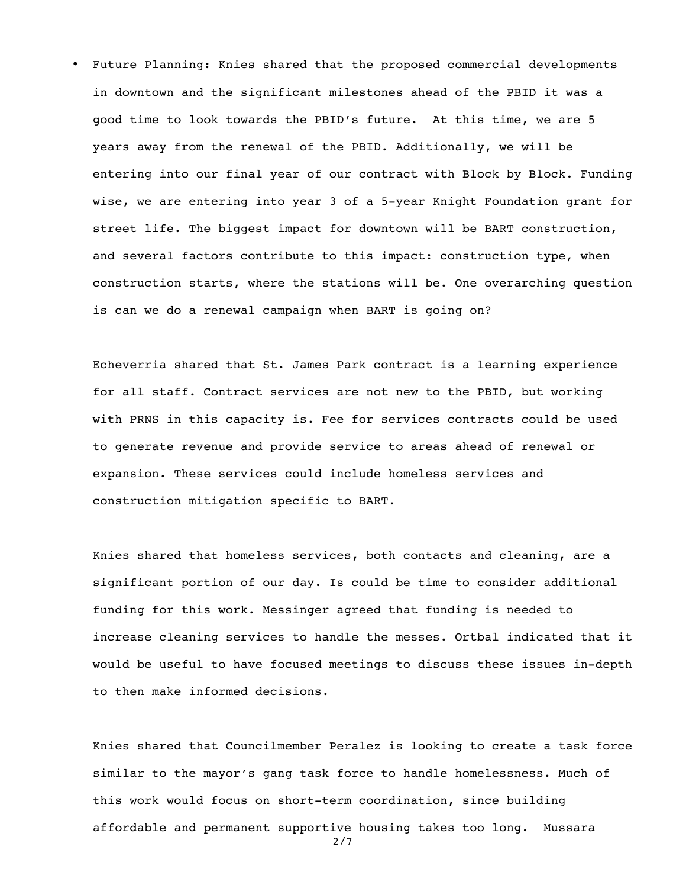- Future Planning: Knies shared that the proposed commercial developments in downtown and the significant milestones ahead of the PBID it was a good time to look towards the PBID's future. At this time, we are 5 years away from the renewal of the PBID. Additionally, we will be entering into our final year of our contract with Block by Block. Funding wise, we are entering into year 3 of a 5-year Knight Foundation grant for street life. The biggest impact for downtown will be BART construction, and several factors contribute to this impact: construction type, when construction starts, where the stations will be. One overarching question is can we do a renewal campaign when BART is going on?

  Echeverria shared that St. James Park contract is a learning experience for all staff. Contract services are not new to the PBID, but working with PRNS in this capacity is. Fee for services contracts could be used to generate revenue and provide service to areas ahead of renewal or expansion. These services could include homeless services and construction mitigation specific to BART.

  Knies shared that homeless services, both contacts and cleaning, are a significant portion of our day. Is could be time to consider additional funding for this work. Messinger agreed that funding is needed to increase cleaning services to handle the messes. Ortbal indicated that it would be useful to have focused meetings to discuss these issues in-depth to then make informed decisions.

  Knies shared that Councilmember Peralez is looking to create a task force similar to the mayor's gang task force to handle homelessness. Much of this work would focus on short-term coordination, since building affordable and permanent supportive housing takes too long. Mussara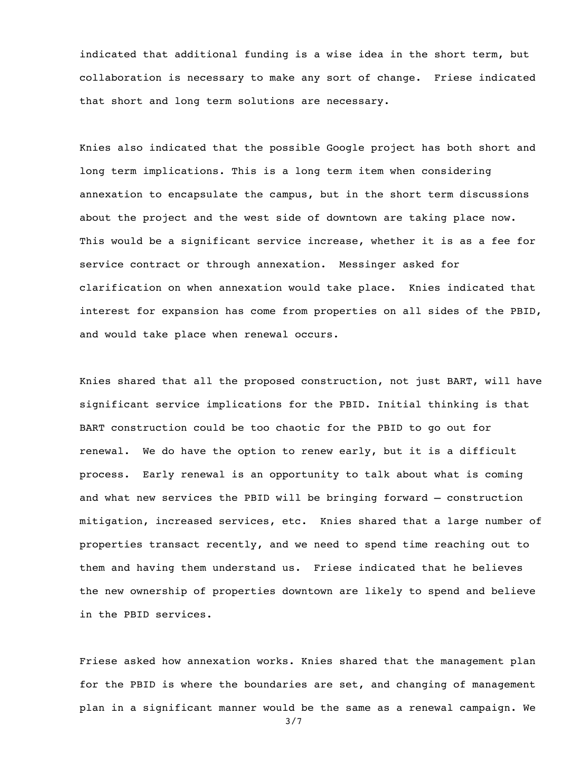indicated that additional funding is a wise idea in the short term, but collaboration is necessary to make any sort of change. Friese indicated that short and long term solutions are necessary.

Knies also indicated that the possible Google project has both short and long term implications. This is a long term item when considering annexation to encapsulate the campus, but in the short term discussions about the project and the west side of downtown are taking place now. This would be a significant service increase, whether it is as a fee for service contract or through annexation. Messinger asked for clarification on when annexation would take place. Knies indicated that interest for expansion has come from properties on all sides of the PBID, and would take place when renewal occurs.

Knies shared that all the proposed construction, not just BART, will have significant service implications for the PBID. Initial thinking is that BART construction could be too chaotic for the PBID to go out for renewal. We do have the option to renew early, but it is a difficult process. Early renewal is an opportunity to talk about what is coming and what new services the PBID will be bringing forward – construction mitigation, increased services, etc. Knies shared that a large number of properties transact recently, and we need to spend time reaching out to them and having them understand us. Friese indicated that he believes the new ownership of properties downtown are likely to spend and believe in the PBID services.

Friese asked how annexation works. Knies shared that the management plan for the PBID is where the boundaries are set, and changing of management plan in a significant manner would be the same as a renewal campaign. We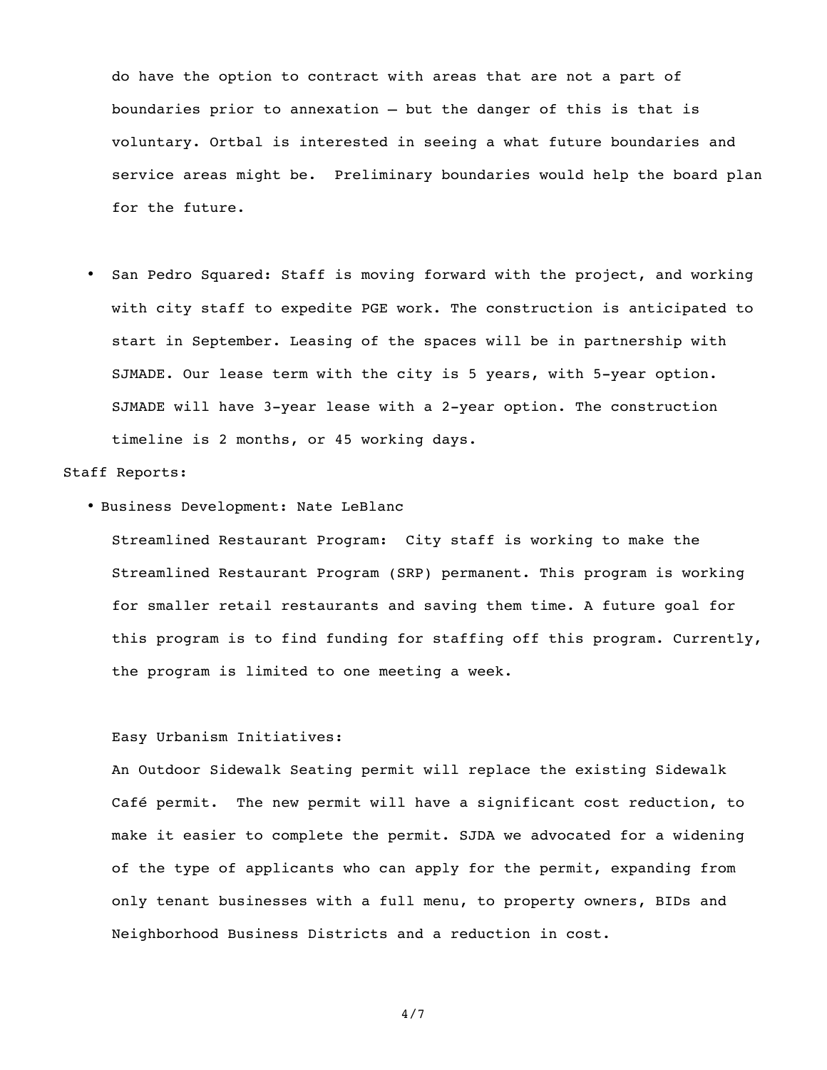do have the option to contract with areas that are not a part of boundaries prior to annexation – but the danger of this is that is voluntary. Ortbal is interested in seeing a what future boundaries and service areas might be.  Preliminary boundaries would help the board plan for the future.

- San Pedro Squared: Staff is moving forward with the project, and working with city staff to expedite PGE work. The construction is anticipated to start in September. Leasing of the spaces will be in partnership with SJMADE. Our lease term with the city is 5 years, with 5-year option. SJMADE will have 3-year lease with a 2-year option. The construction timeline is 2 months, or 45 working days.

Staff Reports:

- Business Development: Nate LeBlanc

  Streamlined Restaurant Program:  City staff is working to make the Streamlined Restaurant Program (SRP) permanent. This program is working for smaller retail restaurants and saving them time. A future goal for this program is to find funding for staffing off this program. Currently, the program is limited to one meeting a week.

  Easy Urbanism Initiatives:

  An Outdoor Sidewalk Seating permit will replace the existing Sidewalk Café permit.  The new permit will have a significant cost reduction, to make it easier to complete the permit. SJDA we advocated for a widening of the type of applicants who can apply for the permit, expanding from only tenant businesses with a full menu, to property owners, BIDs and Neighborhood Business Districts and a reduction in cost.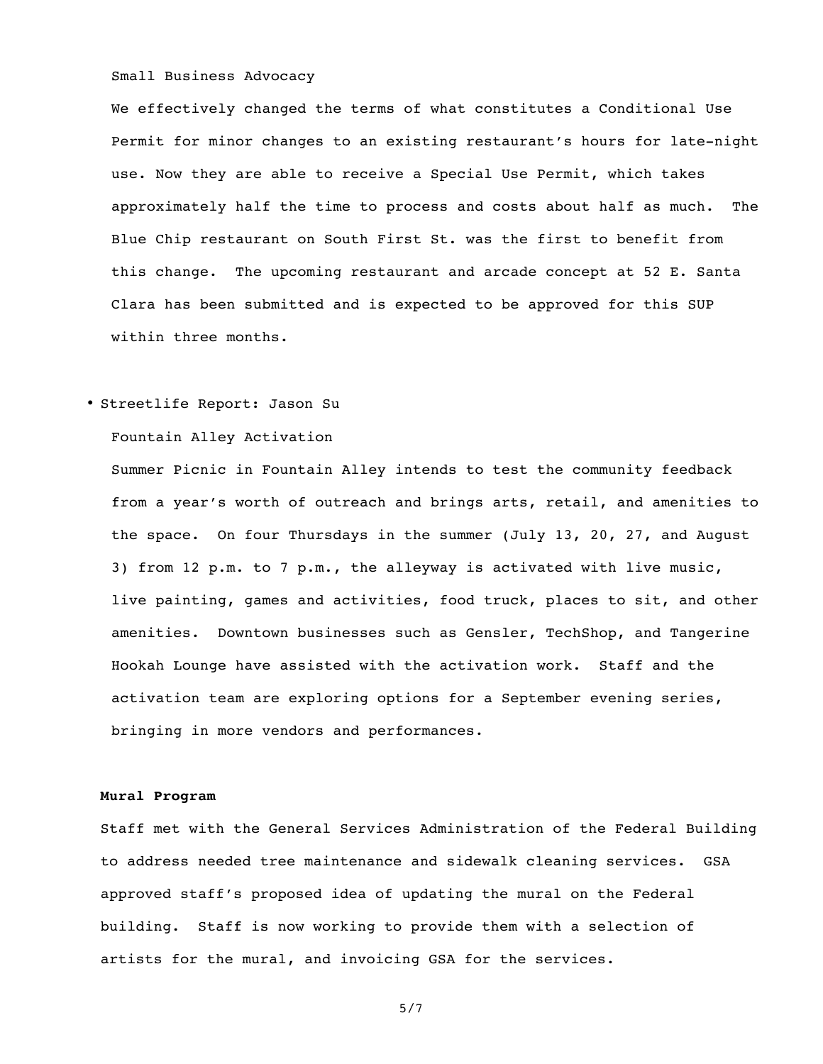Small Business Advocacy

We effectively changed the terms of what constitutes a Conditional Use Permit for minor changes to an existing restaurant's hours for late-night use. Now they are able to receive a Special Use Permit, which takes approximately half the time to process and costs about half as much. The Blue Chip restaurant on South First St. was the first to benefit from this change. The upcoming restaurant and arcade concept at 52 E. Santa Clara has been submitted and is expected to be approved for this SUP within three months.

- Streetlife Report: Jason Su

  Fountain Alley Activation

  Summer Picnic in Fountain Alley intends to test the community feedback from a year's worth of outreach and brings arts, retail, and amenities to the space. On four Thursdays in the summer (July 13, 20, 27, and August 3) from 12 p.m. to 7 p.m., the alleyway is activated with live music, live painting, games and activities, food truck, places to sit, and other amenities. Downtown businesses such as Gensler, TechShop, and Tangerine Hookah Lounge have assisted with the activation work. Staff and the activation team are exploring options for a September evening series, bringing in more vendors and performances.

**Mural Program**

Staff met with the General Services Administration of the Federal Building to address needed tree maintenance and sidewalk cleaning services. GSA approved staff's proposed idea of updating the mural on the Federal building. Staff is now working to provide them with a selection of artists for the mural, and invoicing GSA for the services.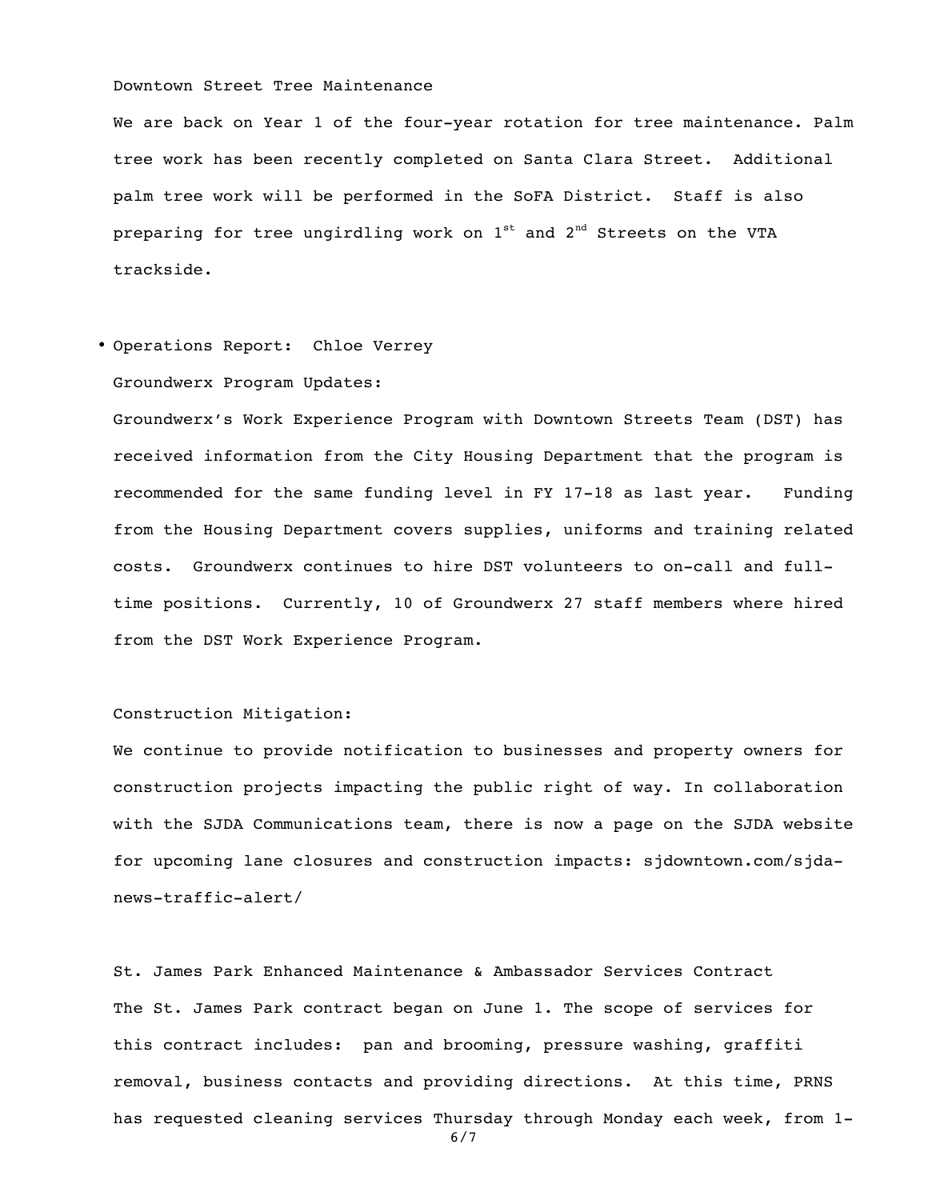Downtown Street Tree Maintenance

We are back on Year 1 of the four-year rotation for tree maintenance. Palm tree work has been recently completed on Santa Clara Street. Additional palm tree work will be performed in the SoFA District. Staff is also preparing for tree ungirdling work on 1st and 2nd Streets on the VTA trackside.

- Operations Report: Chloe Verrey

Groundwerx Program Updates:

Groundwerx's Work Experience Program with Downtown Streets Team (DST) has received information from the City Housing Department that the program is recommended for the same funding level in FY 17-18 as last year. Funding from the Housing Department covers supplies, uniforms and training related costs. Groundwerx continues to hire DST volunteers to on-call and full-time positions. Currently, 10 of Groundwerx 27 staff members where hired from the DST Work Experience Program.

Construction Mitigation:

We continue to provide notification to businesses and property owners for construction projects impacting the public right of way. In collaboration with the SJDA Communications team, there is now a page on the SJDA website for upcoming lane closures and construction impacts: sjdowntown.com/sjda-news-traffic-alert/

St. James Park Enhanced Maintenance & Ambassador Services Contract

The St. James Park contract began on June 1. The scope of services for this contract includes: pan and brooming, pressure washing, graffiti removal, business contacts and providing directions. At this time, PRNS has requested cleaning services Thursday through Monday each week, from 1-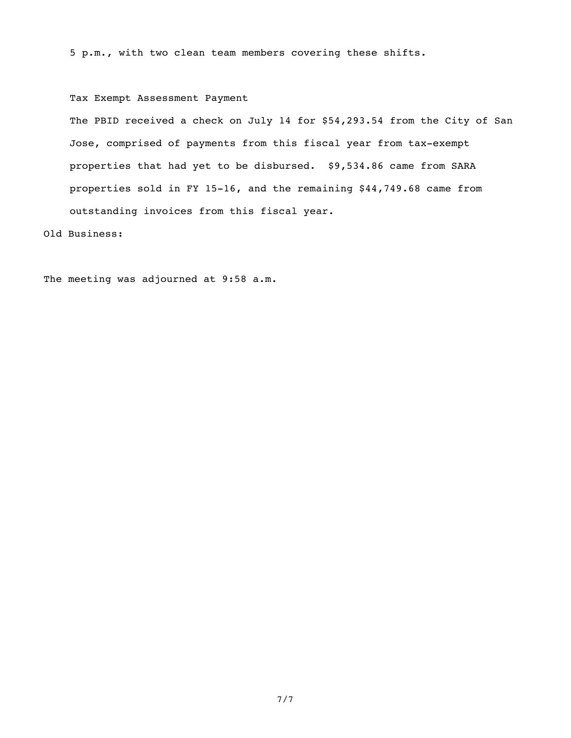5 p.m., with two clean team members covering these shifts.

Tax Exempt Assessment Payment

The PBID received a check on July 14 for $54,293.54 from the City of San Jose, comprised of payments from this fiscal year from tax-exempt properties that had yet to be disbursed. $9,534.86 came from SARA properties sold in FY 15-16, and the remaining $44,749.68 came from outstanding invoices from this fiscal year.

Old Business:

The meeting was adjourned at 9:58 a.m.